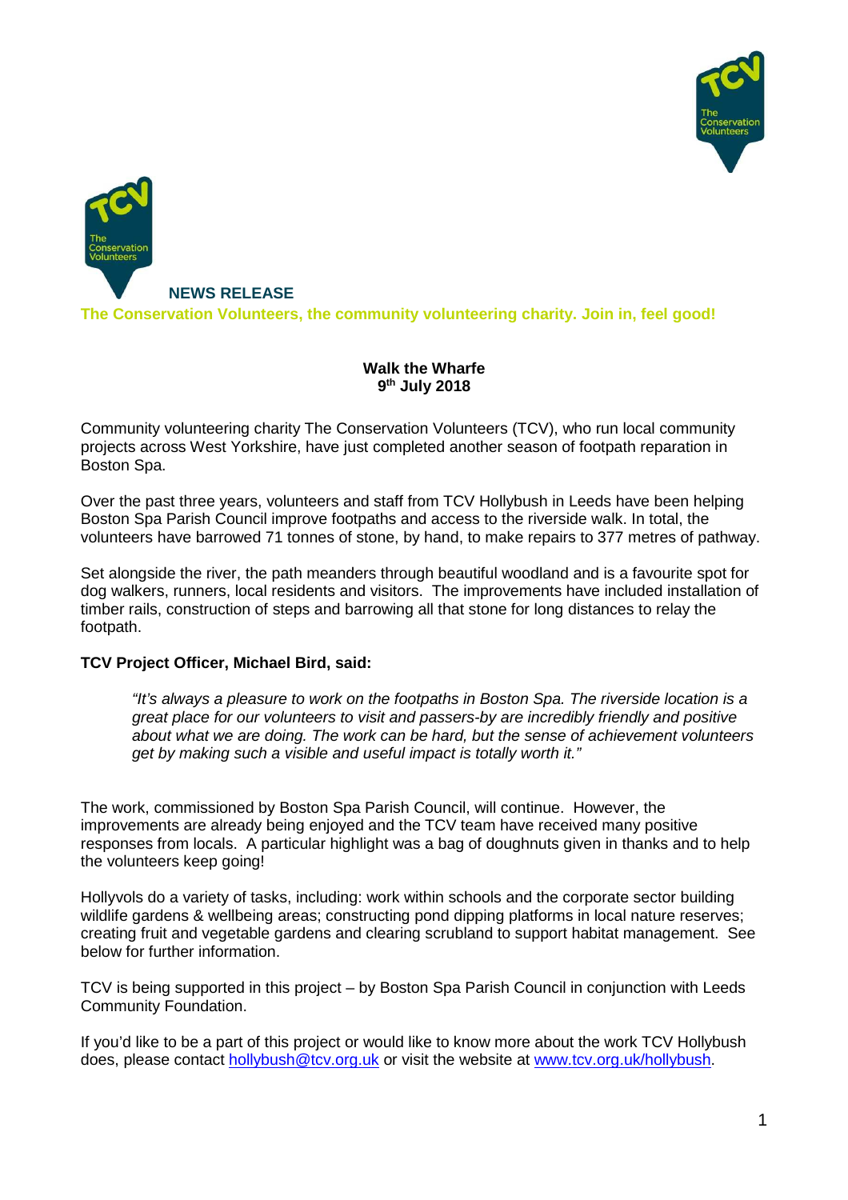**NEWS RELEASE**

**The Conservation Volunteers, the community volunteering charity. Join in, feel good!**

**Walk the Wharfe**
**9th July 2018**

Community volunteering charity The Conservation Volunteers (TCV), who run local community projects across West Yorkshire, have just completed another season of footpath reparation in Boston Spa.

Over the past three years, volunteers and staff from TCV Hollybush in Leeds have been helping Boston Spa Parish Council improve footpaths and access to the riverside walk. In total, the volunteers have barrowed 71 tonnes of stone, by hand, to make repairs to 377 metres of pathway.

Set alongside the river, the path meanders through beautiful woodland and is a favourite spot for dog walkers, runners, local residents and visitors. The improvements have included installation of timber rails, construction of steps and barrowing all that stone for long distances to relay the footpath.

**TCV Project Officer, Michael Bird, said:**

> *"It's always a pleasure to work on the footpaths in Boston Spa. The riverside location is a great place for our volunteers to visit and passers-by are incredibly friendly and positive about what we are doing. The work can be hard, but the sense of achievement volunteers get by making such a visible and useful impact is totally worth it."*

The work, commissioned by Boston Spa Parish Council, will continue. However, the improvements are already being enjoyed and the TCV team have received many positive responses from locals. A particular highlight was a bag of doughnuts given in thanks and to help the volunteers keep going!

Hollyvols do a variety of tasks, including: work within schools and the corporate sector building wildlife gardens & wellbeing areas; constructing pond dipping platforms in local nature reserves; creating fruit and vegetable gardens and clearing scrubland to support habitat management. See below for further information.

TCV is being supported in this project – by Boston Spa Parish Council in conjunction with Leeds Community Foundation.

If you'd like to be a part of this project or would like to know more about the work TCV Hollybush does, please contact hollybush@tcv.org.uk or visit the website at www.tcv.org.uk/hollybush.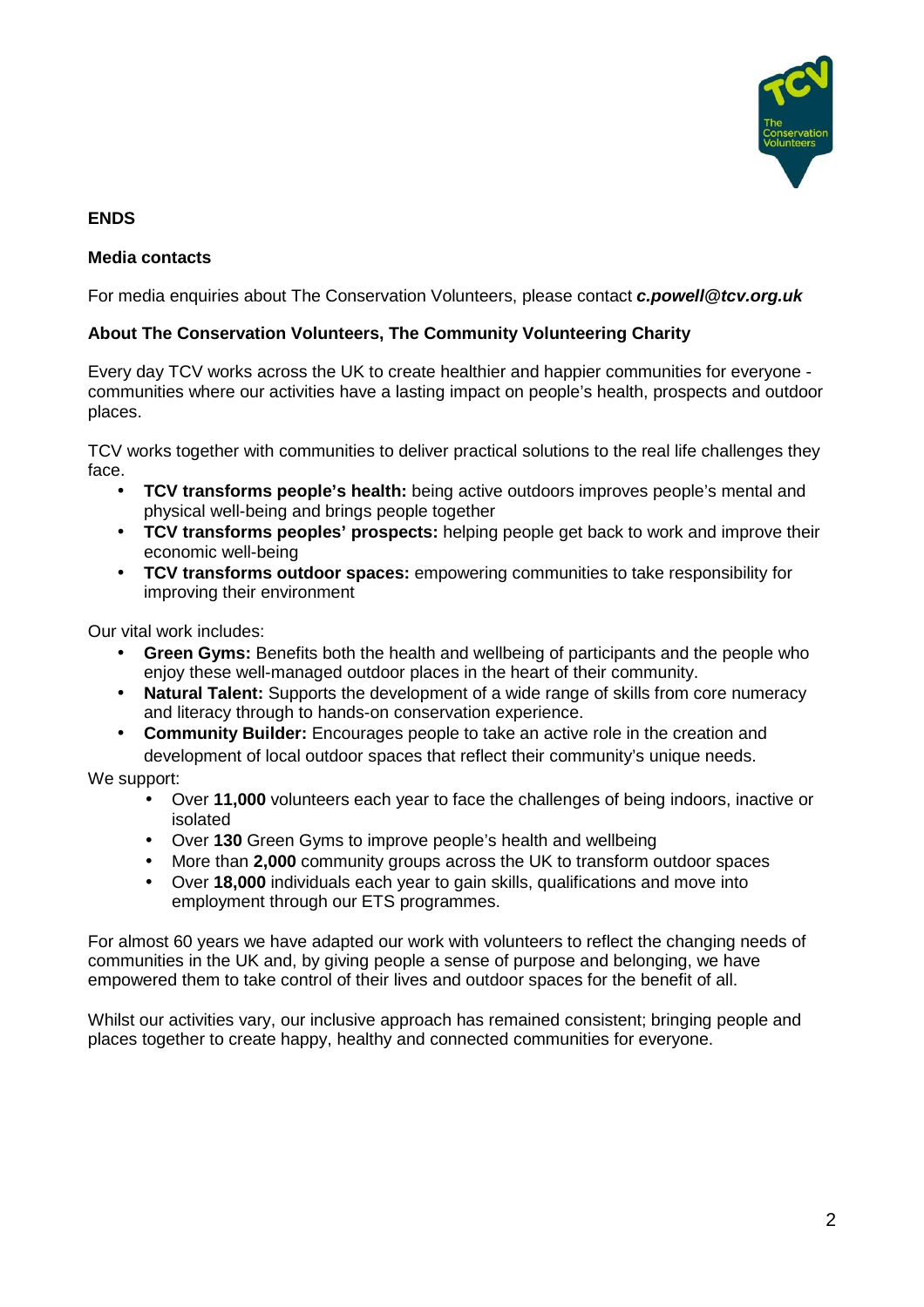**ENDS**

**Media contacts**

For media enquiries about The Conservation Volunteers, please contact ***c.powell@tcv.org.uk***

**About The Conservation Volunteers, The Community Volunteering Charity**

Every day TCV works across the UK to create healthier and happier communities for everyone - communities where our activities have a lasting impact on people's health, prospects and outdoor places.

TCV works together with communities to deliver practical solutions to the real life challenges they face.

- **TCV transforms people's health:** being active outdoors improves people's mental and physical well-being and brings people together
- **TCV transforms peoples' prospects:** helping people get back to work and improve their economic well-being
- **TCV transforms outdoor spaces:** empowering communities to take responsibility for improving their environment

Our vital work includes:

- **Green Gyms:** Benefits both the health and wellbeing of participants and the people who enjoy these well-managed outdoor places in the heart of their community.
- **Natural Talent:** Supports the development of a wide range of skills from core numeracy and literacy through to hands-on conservation experience.
- **Community Builder:** Encourages people to take an active role in the creation and development of local outdoor spaces that reflect their community's unique needs.

We support:

- Over **11,000** volunteers each year to face the challenges of being indoors, inactive or isolated
- Over **130** Green Gyms to improve people's health and wellbeing
- More than **2,000** community groups across the UK to transform outdoor spaces
- Over **18,000** individuals each year to gain skills, qualifications and move into employment through our ETS programmes.

For almost 60 years we have adapted our work with volunteers to reflect the changing needs of communities in the UK and, by giving people a sense of purpose and belonging, we have empowered them to take control of their lives and outdoor spaces for the benefit of all.

Whilst our activities vary, our inclusive approach has remained consistent; bringing people and places together to create happy, healthy and connected communities for everyone.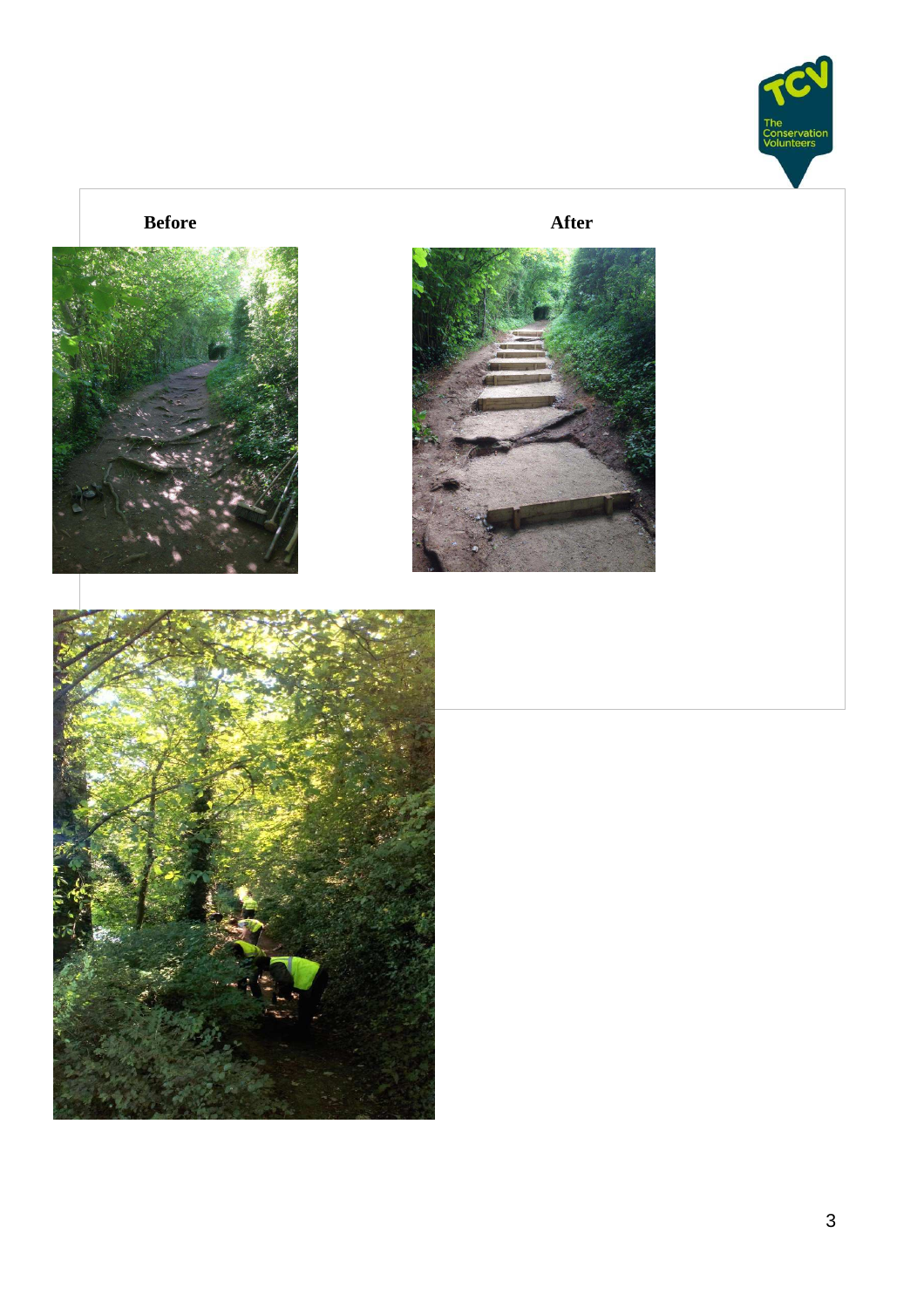**Before**

**After**